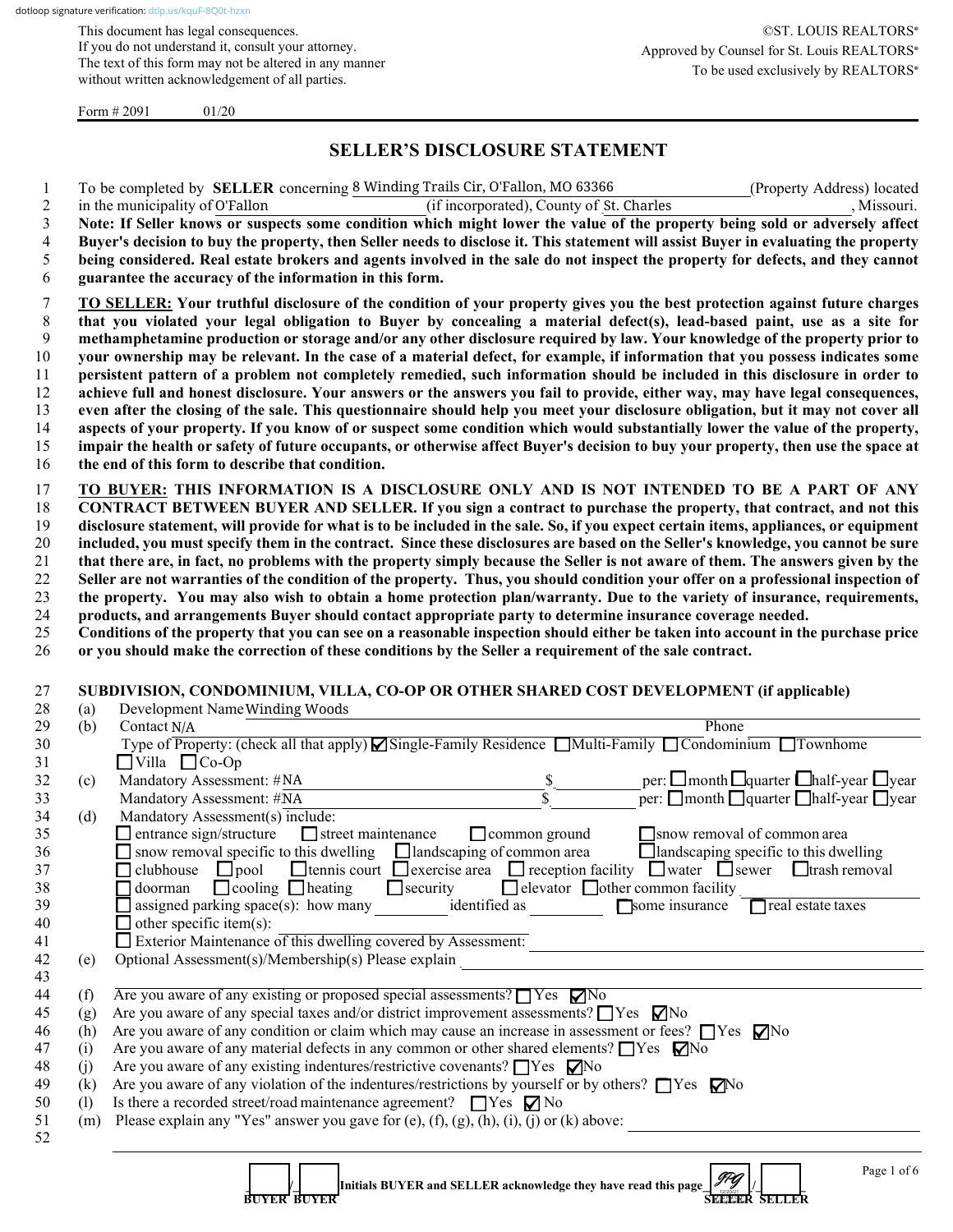dotloop signature verification: dtlp.us/kquF-8Q0t-hzxn

This document has legal consequences.
If you do not understand it, consult your attorney.
The text of this form may not be altered in any manner without written acknowledgement of all parties.

©ST. LOUIS REALTORS®
Approved by Counsel for St. Louis REALTORS®
To be used exclusively by REALTORS®

Form # 2091 01/20

# SELLER'S DISCLOSURE STATEMENT

1 To be completed by **SELLER** concerning 8 Winding Trails Cir, O'Fallon, MO 63366 (Property Address) located
2 in the municipality of O'Fallon (if incorporated), County of St. Charles , Missouri.
3 **Note: If Seller knows or suspects some condition which might lower the value of the property being sold or adversely affect**
4 **Buyer's decision to buy the property, then Seller needs to disclose it. This statement will assist Buyer in evaluating the property**
5 **being considered. Real estate brokers and agents involved in the sale do not inspect the property for defects, and they cannot**
6 **guarantee the accuracy of the information in this form.**

7 **TO SELLER: Your truthful disclosure of the condition of your property gives you the best protection against future charges**
8 **that you violated your legal obligation to Buyer by concealing a material defect(s), lead-based paint, use as a site for**
9 **methamphetamine production or storage and/or any other disclosure required by law. Your knowledge of the property prior to**
10 **your ownership may be relevant. In the case of a material defect, for example, if information that you possess indicates some**
11 **persistent pattern of a problem not completely remedied, such information should be included in this disclosure in order to**
12 **achieve full and honest disclosure. Your answers or the answers you fail to provide, either way, may have legal consequences,**
13 **even after the closing of the sale. This questionnaire should help you meet your disclosure obligation, but it may not cover all**
14 **aspects of your property. If you know of or suspect some condition which would substantially lower the value of the property,**
15 **impair the health or safety of future occupants, or otherwise affect Buyer's decision to buy your property, then use the space at**
16 **the end of this form to describe that condition.**

17 **TO BUYER: THIS INFORMATION IS A DISCLOSURE ONLY AND IS NOT INTENDED TO BE A PART OF ANY**
18 **CONTRACT BETWEEN BUYER AND SELLER. If you sign a contract to purchase the property, that contract, and not this**
19 **disclosure statement, will provide for what is to be included in the sale. So, if you expect certain items, appliances, or equipment**
20 **included, you must specify them in the contract. Since these disclosures are based on the Seller's knowledge, you cannot be sure**
21 **that there are, in fact, no problems with the property simply because the Seller is not aware of them. The answers given by the**
22 **Seller are not warranties of the condition of the property. Thus, you should condition your offer on a professional inspection of**
23 **the property. You may also wish to obtain a home protection plan/warranty. Due to the variety of insurance, requirements,**
24 **products, and arrangements Buyer should contact appropriate party to determine insurance coverage needed.**
25 **Conditions of the property that you can see on a reasonable inspection should either be taken into account in the purchase price**
26 **or you should make the correction of these conditions by the Seller a requirement of the sale contract.**

27 **SUBDIVISION, CONDOMINIUM, VILLA, CO-OP OR OTHER SHARED COST DEVELOPMENT (if applicable)**
28 (a) Development Name Winding Woods
29 (b) Contact N/A Phone
30 Type of Property: (check all that apply) ☑ Single-Family Residence ☐ Multi-Family ☐ Condominium ☐ Townhome
31 ☐ Villa ☐ Co-Op
32 (c) Mandatory Assessment: #NA $ per: ☐ month ☐ quarter ☐ half-year ☐ year
33 Mandatory Assessment: #NA $ per: ☐ month ☐ quarter ☐ half-year ☐ year
34 (d) Mandatory Assessment(s) include:
35 ☐ entrance sign/structure ☐ street maintenance ☐ common ground ☐ snow removal of common area
36 ☐ snow removal specific to this dwelling ☐ landscaping of common area ☐ landscaping specific to this dwelling
37 ☐ clubhouse ☐ pool ☐ tennis court ☐ exercise area ☐ reception facility ☐ water ☐ sewer ☐ trash removal
38 ☐ doorman ☐ cooling ☐ heating ☐ security ☐ elevator ☐ other common facility
39 ☐ assigned parking space(s): how many identified as ☐ some insurance ☐ real estate taxes
40 ☐ other specific item(s):
41 ☐ Exterior Maintenance of this dwelling covered by Assessment:
42 (e) Optional Assessment(s)/Membership(s) Please explain
43
44 (f) Are you aware of any existing or proposed special assessments? ☐ Yes ☑ No
45 (g) Are you aware of any special taxes and/or district improvement assessments? ☐ Yes ☑ No
46 (h) Are you aware of any condition or claim which may cause an increase in assessment or fees? ☐ Yes ☑ No
47 (i) Are you aware of any material defects in any common or other shared elements? ☐ Yes ☑ No
48 (j) Are you aware of any existing indentures/restrictive covenants? ☐ Yes ☑ No
49 (k) Are you aware of any violation of the indentures/restrictions by yourself or by others? ☐ Yes ☑ No
50 (l) Is there a recorded street/road maintenance agreement? ☐ Yes ☑ No
51 (m) Please explain any "Yes" answer you gave for (e), (f), (g), (h), (i), (j) or (k) above:
52

____/____ Initials BUYER and SELLER acknowledge they have read this page JPG 12/20/21 /____
BUYER BUYER SELLER SELLER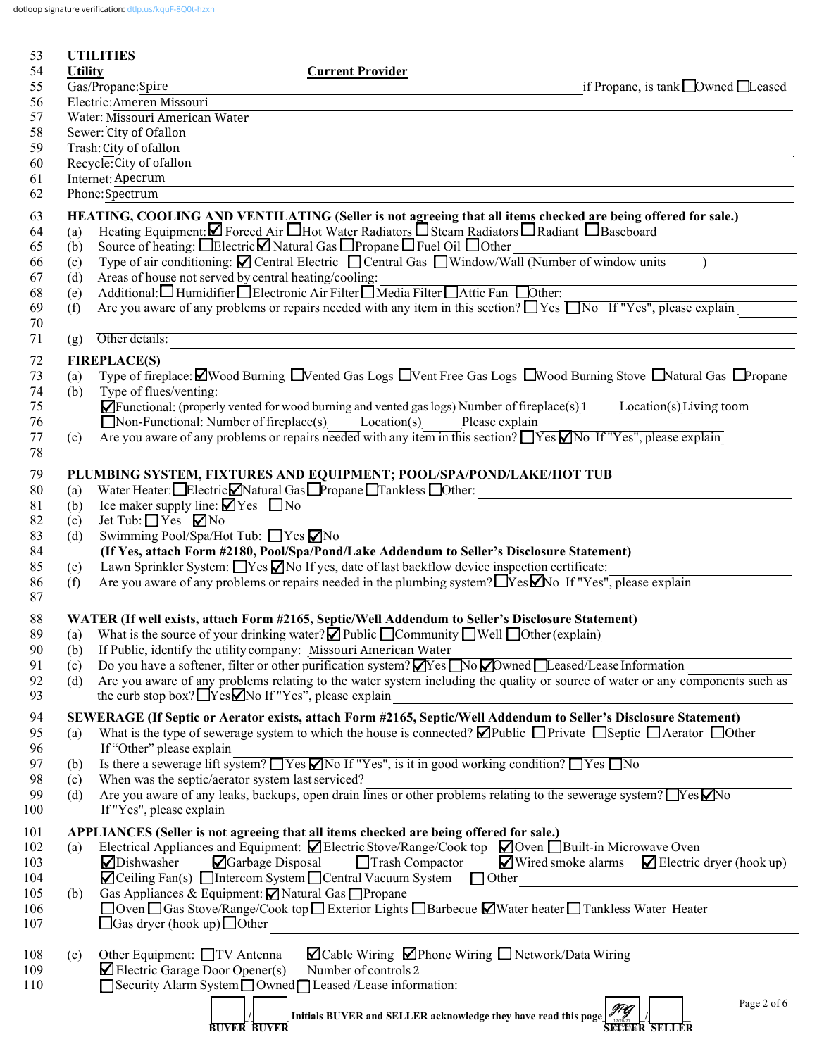dotloop signature verification: dtlp.us/kquF-8Q0t-hzxn

53 **UTILITIES**

54 **Utility** **Current Provider**

55 Gas/Propane: Spire if Propane, is tank ☐ Owned ☐ Leased

56 Electric: Ameren Missouri

57 Water: Missouri American Water

58 Sewer: City of Ofallon

59 Trash: City of ofallon

60 Recycle: City of ofallon

61 Internet: Apecrum

62 Phone: Spectrum

63 **HEATING, COOLING AND VENTILATING (Seller is not agreeing that all items checked are being offered for sale.)**

64 (a) Heating Equipment: ☑ Forced Air ☐ Hot Water Radiators ☐ Steam Radiators ☐ Radiant ☐ Baseboard

65 (b) Source of heating: ☐ Electric ☑ Natural Gas ☐ Propane ☐ Fuel Oil ☐ Other

66 (c) Type of air conditioning: ☑ Central Electric ☐ Central Gas ☐ Window/Wall (Number of window units \_\_\_\_)

67 (d) Areas of house not served by central heating/cooling:

68 (e) Additional: ☐ Humidifier ☐ Electronic Air Filter ☐ Media Filter ☐ Attic Fan ☐ Other:

69 (f) Are you aware of any problems or repairs needed with any item in this section? ☐ Yes ☐ No If "Yes", please explain

70

71 (g) Other details:

72 **FIREPLACE(S)**

73 (a) Type of fireplace: ☑ Wood Burning ☐ Vented Gas Logs ☐ Vent Free Gas Logs ☐ Wood Burning Stove ☐ Natural Gas ☐ Propane

74 (b) Type of flues/venting:

75 ☑ Functional: (properly vented for wood burning and vented gas logs) Number of fireplace(s) 1 Location(s) Living toom

76 ☐ Non-Functional: Number of fireplace(s) \_\_\_\_ Location(s) \_\_\_\_ Please explain

77 (c) Are you aware of any problems or repairs needed with any item in this section? ☐ Yes ☑ No If "Yes", please explain

78

79 **PLUMBING SYSTEM, FIXTURES AND EQUIPMENT; POOL/SPA/POND/LAKE/HOT TUB**

80 (a) Water Heater: ☐ Electric ☑ Natural Gas ☐ Propane ☐ Tankless ☐ Other:

81 (b) Ice maker supply line: ☑ Yes ☐ No

82 (c) Jet Tub: ☐ Yes ☑ No

83 (d) Swimming Pool/Spa/Hot Tub: ☐ Yes ☑ No

84 **(If Yes, attach Form #2180, Pool/Spa/Pond/Lake Addendum to Seller's Disclosure Statement)**

85 (e) Lawn Sprinkler System: ☐ Yes ☑ No If yes, date of last backflow device inspection certificate:

86 (f) Are you aware of any problems or repairs needed in the plumbing system? ☐ Yes ☑ No If "Yes", please explain

87

88 **WATER (If well exists, attach Form #2165, Septic/Well Addendum to Seller's Disclosure Statement)**

89 (a) What is the source of your drinking water? ☑ Public ☐ Community ☐ Well ☐ Other (explain)

90 (b) If Public, identify the utility company: Missouri American Water

91 (c) Do you have a softener, filter or other purification system? ☑ Yes ☐ No ☑ Owned ☐ Leased/Lease Information

92 (d) Are you aware of any problems relating to the water system including the quality or source of water or any components such as

93 the curb stop box? ☐ Yes ☑ No If "Yes", please explain

94 **SEWERAGE (If Septic or Aerator exists, attach Form #2165, Septic/Well Addendum to Seller's Disclosure Statement)**

95 (a) What is the type of sewerage system to which the house is connected? ☑ Public ☐ Private ☐ Septic ☐ Aerator ☐ Other

96 If "Other" please explain

97 (b) Is there a sewerage lift system? ☐ Yes ☑ No If "Yes", is it in good working condition? ☐ Yes ☐ No

98 (c) When was the septic/aerator system last serviced?

99 (d) Are you aware of any leaks, backups, open drain lines or other problems relating to the sewerage system? ☐ Yes ☑ No

100 If "Yes", please explain

101 **APPLIANCES (Seller is not agreeing that all items checked are being offered for sale.)**

102 (a) Electrical Appliances and Equipment: ☑ Electric Stove/Range/Cook top ☑ Oven ☐ Built-in Microwave Oven

103 ☑ Dishwasher ☑ Garbage Disposal ☐ Trash Compactor ☑ Wired smoke alarms ☑ Electric dryer (hook up)

104 ☑ Ceiling Fan(s) ☐ Intercom System ☐ Central Vacuum System ☐ Other

105 (b) Gas Appliances & Equipment: ☑ Natural Gas ☐ Propane

106 ☐ Oven ☐ Gas Stove/Range/Cook top ☐ Exterior Lights ☐ Barbecue ☑ Water heater ☐ Tankless Water Heater

107 ☐ Gas dryer (hook up) ☐ Other

108 (c) Other Equipment: ☐ TV Antenna ☑ Cable Wiring ☑ Phone Wiring ☐ Network/Data Wiring

109 ☑ Electric Garage Door Opener(s) Number of controls 2

110 ☐ Security Alarm System ☐ Owned ☐ Leased /Lease information:

\_\_\_\_ / \_\_\_\_ **Initials BUYER and SELLER acknowledge they have read this page** JRG 12/20/21 / \_\_\_\_

**BUYER BUYER** **SELLER SELLER**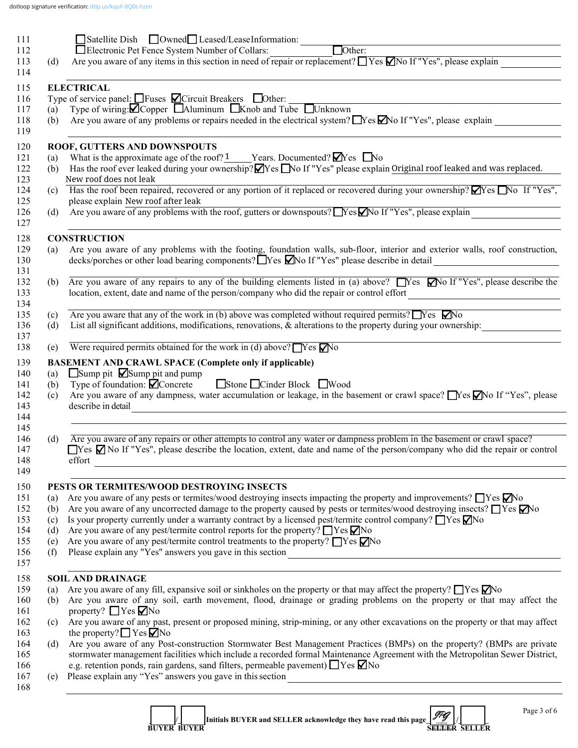111 ☐ Satellite Dish ☐ Owned ☐ Leased/Lease Information: ____________________

112 ☐ Electronic Pet Fence System Number of Collars: __________ ☐ Other: ____________________

113 (d) Are you aware of any items in this section in need of repair or replacement? ☐ Yes ☑ No If "Yes", please explain ____________________

114 ____________________

## ELECTRICAL

115 **ELECTRICAL**

116 Type of service panel: ☐ Fuses ☑ Circuit Breakers ☐ Other: ____________________

117 (a) Type of wiring: ☑ Copper ☐ Aluminum ☐ Knob and Tube ☐ Unknown

118 (b) Are you aware of any problems or repairs needed in the electrical system? ☐ Yes ☑ No If "Yes", please explain ____________________

119 ____________________

## ROOF, GUTTERS AND DOWNSPOUTS

120 **ROOF, GUTTERS AND DOWNSPOUTS**

121 (a) What is the approximate age of the roof? 1 Years. Documented? ☑ Yes ☐ No

122 (b) Has the roof ever leaked during your ownership? ☑ Yes ☐ No If "Yes" please explain Original roof leaked and was replaced.

123 New roof does not leak

124 (c) Has the roof been repaired, recovered or any portion of it replaced or recovered during your ownership? ☑ Yes ☐ No If "Yes",

125 please explain New roof after leak

126 (d) Are you aware of any problems with the roof, gutters or downspouts? ☐ Yes ☑ No If "Yes", please explain ____________________

127 ____________________

## CONSTRUCTION

128 **CONSTRUCTION**

129 (a) Are you aware of any problems with the footing, foundation walls, sub-floor, interior and exterior walls, roof construction,

130 decks/porches or other load bearing components? ☐ Yes ☑ No If "Yes" please describe in detail ____________________

131 ____________________

132 (b) Are you aware of any repairs to any of the building elements listed in (a) above? ☐ Yes ☑ No If "Yes", please describe the

133 location, extent, date and name of the person/company who did the repair or control effort ____________________

134 ____________________

135 (c) Are you aware that any of the work in (b) above was completed without required permits? ☐ Yes ☑ No

136 (d) List all significant additions, modifications, renovations, & alterations to the property during your ownership: ____________________

137 ____________________

138 (e) Were required permits obtained for the work in (d) above? ☐ Yes ☑ No

## BASEMENT AND CRAWL SPACE (Complete only if applicable)

139 **BASEMENT AND CRAWL SPACE (Complete only if applicable)**

140 (a) ☐ Sump pit ☑ Sump pit and pump

141 (b) Type of foundation: ☑ Concrete ☐ Stone ☐ Cinder Block ☐ Wood

142 (c) Are you aware of any dampness, water accumulation or leakage, in the basement or crawl space? ☐ Yes ☑ No If "Yes", please

143 describe in detail ____________________

144 ____________________

145 ____________________

146 (d) Are you aware of any repairs or other attempts to control any water or dampness problem in the basement or crawl space?

147 ☐ Yes ☑ No If "Yes", please describe the location, extent, date and name of the person/company who did the repair or control

148 effort ____________________

149 ____________________

## PESTS OR TERMITES/WOOD DESTROYING INSECTS

150 **PESTS OR TERMITES/WOOD DESTROYING INSECTS**

151 (a) Are you aware of any pests or termites/wood destroying insects impacting the property and improvements? ☐ Yes ☑ No

152 (b) Are you aware of any uncorrected damage to the property caused by pests or termites/wood destroying insects? ☐ Yes ☑ No

153 (c) Is your property currently under a warranty contract by a licensed pest/termite control company? ☐ Yes ☑ No

154 (d) Are you aware of any pest/termite control reports for the property? ☐ Yes ☑ No

155 (e) Are you aware of any pest/termite control treatments to the property? ☐ Yes ☑ No

156 (f) Please explain any "Yes" answers you gave in this section ____________________

157 ____________________

## SOIL AND DRAINAGE

158 **SOIL AND DRAINAGE**

159 (a) Are you aware of any fill, expansive soil or sinkholes on the property or that may affect the property? ☐ Yes ☑ No

160 (b) Are you aware of any soil, earth movement, flood, drainage or grading problems on the property or that may affect the

161 property? ☐ Yes ☑ No

162 (c) Are you aware of any past, present or proposed mining, strip-mining, or any other excavations on the property or that may affect

163 the property? ☐ Yes ☑ No

164 (d) Are you aware of any Post-construction Stormwater Best Management Practices (BMPs) on the property? (BMPs are private

165 stormwater management facilities which include a recorded formal Maintenance Agreement with the Metropolitan Sewer District,

166 e.g. retention ponds, rain gardens, sand filters, permeable pavement) ☐ Yes ☑ No

167 (e) Please explain any "Yes" answers you gave in this section ____________________

168 ____________________

_____ / _____ Initials BUYER and SELLER acknowledge they have read this page JFG / _____

BUYER BUYER SELLER SELLER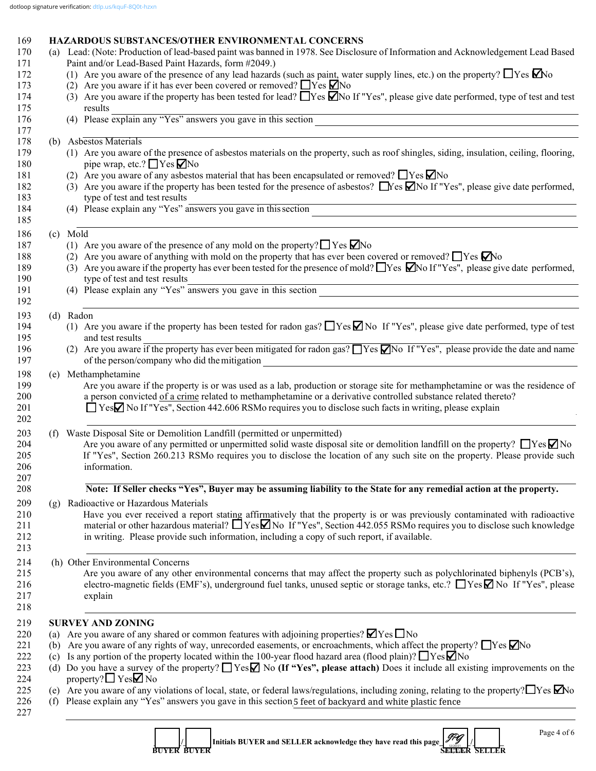dotloop signature verification: dtlp.us/kquF-8Q0t-hzxn

## HAZARDOUS SUBSTANCES/OTHER ENVIRONMENTAL CONCERNS

(a) Lead: (Note: Production of lead-based paint was banned in 1978. See Disclosure of Information and Acknowledgement Lead Based Paint and/or Lead-Based Paint Hazards, form #2049.)

(1) Are you aware of the presence of any lead hazards (such as paint, water supply lines, etc.) on the property? ☐ Yes ☑ No

(2) Are you aware if it has ever been covered or removed? ☐ Yes ☑ No

(3) Are you aware if the property has been tested for lead? ☐ Yes ☑ No If "Yes", please give date performed, type of test and test results \_\_\_\_\_\_\_\_\_\_

(4) Please explain any "Yes" answers you gave in this section \_\_\_\_\_\_\_\_\_\_

(b) Asbestos Materials

(1) Are you aware of the presence of asbestos materials on the property, such as roof shingles, siding, insulation, ceiling, flooring, pipe wrap, etc.? ☐ Yes ☑ No

(2) Are you aware of any asbestos material that has been encapsulated or removed? ☐ Yes ☑ No

(3) Are you aware if the property has been tested for the presence of asbestos? ☐ Yes ☑ No If "Yes", please give date performed, type of test and test results \_\_\_\_\_\_\_\_\_\_

(4) Please explain any "Yes" answers you gave in this section \_\_\_\_\_\_\_\_\_\_

(c) Mold

(1) Are you aware of the presence of any mold on the property? ☐ Yes ☑ No

(2) Are you aware of anything with mold on the property that has ever been covered or removed? ☐ Yes ☑ No

(3) Are you aware if the property has ever been tested for the presence of mold? ☐ Yes ☑ No If "Yes", please give date performed, type of test and test results \_\_\_\_\_\_\_\_\_\_

(4) Please explain any "Yes" answers you gave in this section \_\_\_\_\_\_\_\_\_\_

(d) Radon

(1) Are you aware if the property has been tested for radon gas? ☐ Yes ☑ No If "Yes", please give date performed, type of test and test results \_\_\_\_\_\_\_\_\_\_

(2) Are you aware if the property has ever been mitigated for radon gas? ☐ Yes ☑ No If "Yes", please provide the date and name of the person/company who did the mitigation \_\_\_\_\_\_\_\_\_\_

(e) Methamphetamine

Are you aware if the property is or was used as a lab, production or storage site for methamphetamine or was the residence of a person convicted of a crime related to methamphetamine or a derivative controlled substance related thereto?
☐ Yes ☑ No If "Yes", Section 442.606 RSMo requires you to disclose such facts in writing, please explain \_\_\_\_\_\_\_\_\_\_

(f) Waste Disposal Site or Demolition Landfill (permitted or unpermitted)

Are you aware of any permitted or unpermitted solid waste disposal site or demolition landfill on the property? ☐ Yes ☑ No If "Yes", Section 260.213 RSMo requires you to disclose the location of any such site on the property. Please provide such information. \_\_\_\_\_\_\_\_\_\_

**Note: If Seller checks "Yes", Buyer may be assuming liability to the State for any remedial action at the property.**

(g) Radioactive or Hazardous Materials

Have you ever received a report stating affirmatively that the property is or was previously contaminated with radioactive material or other hazardous material? ☐ Yes ☑ No If "Yes", Section 442.055 RSMo requires you to disclose such knowledge in writing. Please provide such information, including a copy of such report, if available. \_\_\_\_\_\_\_\_\_\_

(h) Other Environmental Concerns

Are you aware of any other environmental concerns that may affect the property such as polychlorinated biphenyls (PCB's), electro-magnetic fields (EMF's), underground fuel tanks, unused septic or storage tanks, etc.? ☐ Yes ☑ No If "Yes", please explain \_\_\_\_\_\_\_\_\_\_

## SURVEY AND ZONING

(a) Are you aware of any shared or common features with adjoining properties? ☑ Yes ☐ No

(b) Are you aware of any rights of way, unrecorded easements, or encroachments, which affect the property? ☐ Yes ☑ No

(c) Is any portion of the property located within the 100-year flood hazard area (flood plain)? ☐ Yes ☑ No

(d) Do you have a survey of the property? ☐ Yes ☑ No **(If "Yes", please attach)** Does it include all existing improvements on the property? ☐ Yes ☑ No

(e) Are you aware of any violations of local, state, or federal laws/regulations, including zoning, relating to the property? ☐ Yes ☑ No

(f) Please explain any "Yes" answers you gave in this section 5 feet of backyard and white plastic fence

\_\_\_\_ / \_\_\_\_ Initials BUYER and SELLER acknowledge they have read this page JFG 12/20/21 / \_\_\_\_
BUYER BUYER SELLER SELLER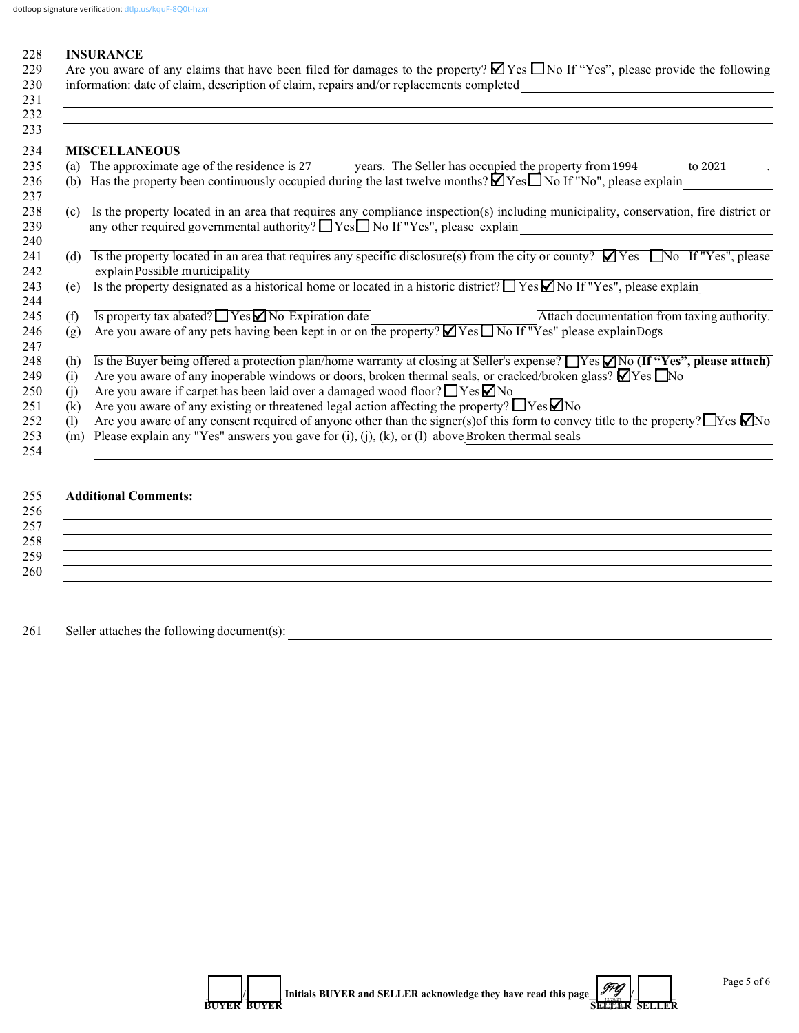**INSURANCE**

Are you aware of any claims that have been filed for damages to the property? ☑ Yes ☐ No If "Yes", please provide the following information: date of claim, description of claim, repairs and/or replacements completed ______

**MISCELLANEOUS**

(a) The approximate age of the residence is 27 years. The Seller has occupied the property from 1994 to 2021.

(b) Has the property been continuously occupied during the last twelve months? ☑ Yes ☐ No If "No", please explain ______

(c) Is the property located in an area that requires any compliance inspection(s) including municipality, conservation, fire district or any other required governmental authority? ☐ Yes ☐ No If "Yes", please explain ______

(d) Is the property located in an area that requires any specific disclosure(s) from the city or county? ☑ Yes ☐ No If "Yes", please explain Possible municipality

(e) Is the property designated as a historical home or located in a historic district? ☐ Yes ☑ No If "Yes", please explain ______

(f) Is property tax abated? ☐ Yes ☑ No Expiration date ______ Attach documentation from taxing authority.

(g) Are you aware of any pets having been kept in or on the property? ☑ Yes ☐ No If "Yes" please explain Dogs

(h) Is the Buyer being offered a protection plan/home warranty at closing at Seller's expense? ☐ Yes ☑ No **(If "Yes", please attach)**

(i) Are you aware of any inoperable windows or doors, broken thermal seals, or cracked/broken glass? ☑ Yes ☐ No

(j) Are you aware if carpet has been laid over a damaged wood floor? ☐ Yes ☑ No

(k) Are you aware of any existing or threatened legal action affecting the property? ☐ Yes ☑ No

(l) Are you aware of any consent required of anyone other than the signer(s) of this form to convey title to the property? ☐ Yes ☑ No

(m) Please explain any "Yes" answers you gave for (i), (j), (k), or (l) above Broken thermal seals

**Additional Comments:**

______

Seller attaches the following document(s): ______

Initials BUYER and SELLER acknowledge they have read this page: BUYER ___ / BUYER ___ SELLER JPG (12/20/21) / SELLER ___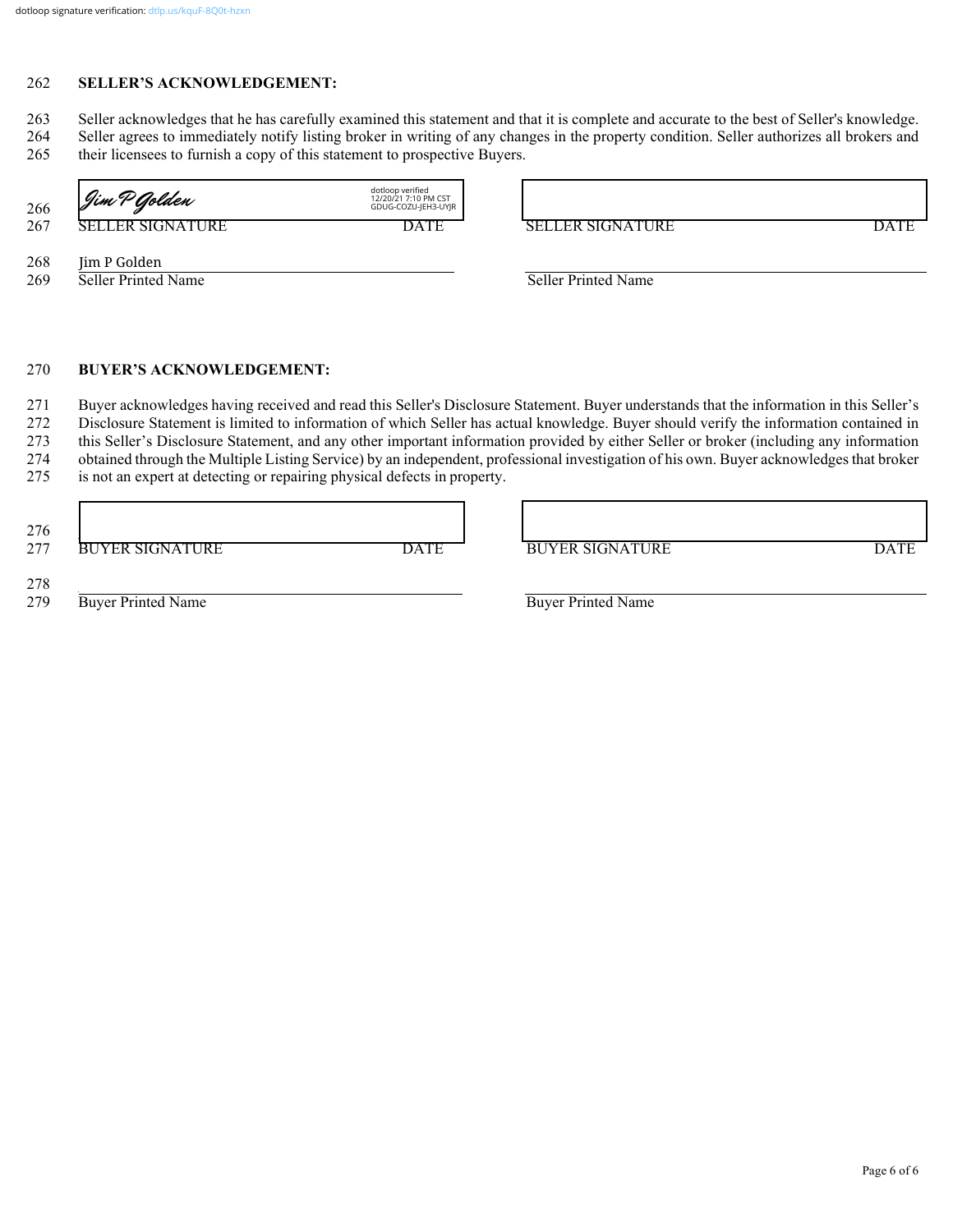dotloop signature verification: dtlp.us/kquF-8Q0t-hzxn

262 **SELLER'S ACKNOWLEDGEMENT:**

263 Seller acknowledges that he has carefully examined this statement and that it is complete and accurate to the best of Seller's knowledge.
264 Seller agrees to immediately notify listing broker in writing of any changes in the property condition. Seller authorizes all brokers and
265 their licensees to furnish a copy of this statement to prospective Buyers.

| | | | |
|---|---|---|---|
| 266 Jim P Golden | dotloop verified 12/20/21 7:10 PM CST GDUG-COZU-JEH3-UYJR | | |
| 267 SELLER SIGNATURE | DATE | SELLER SIGNATURE | DATE |
| 268 Jim P Golden | | | |
| 269 Seller Printed Name | | Seller Printed Name | |

270 **BUYER'S ACKNOWLEDGEMENT:**

271 Buyer acknowledges having received and read this Seller's Disclosure Statement. Buyer understands that the information in this Seller's
272 Disclosure Statement is limited to information of which Seller has actual knowledge. Buyer should verify the information contained in
273 this Seller's Disclosure Statement, and any other important information provided by either Seller or broker (including any information
274 obtained through the Multiple Listing Service) by an independent, professional investigation of his own. Buyer acknowledges that broker
275 is not an expert at detecting or repairing physical defects in property.

| | | | |
|---|---|---|---|
| 276 | | | |
| 277 BUYER SIGNATURE | DATE | BUYER SIGNATURE | DATE |
| 278 | | | |
| 279 Buyer Printed Name | | Buyer Printed Name | |